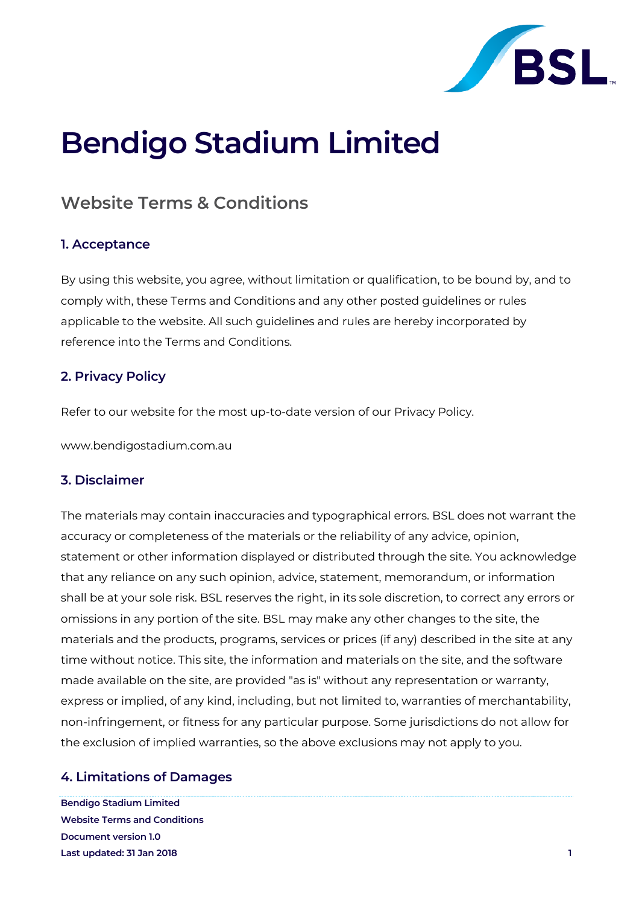# Bendigo Stadium Limited

## Website Terms & Conditions

### 1. Acceptance

By using this website, you agree, without limitation or qualification, to be bound by, and to comply with, these Terms and Conditions and any other posted guidelines or rules applicable to the website. All such guidelines and rules are hereby incorporated by reference into the Terms and Conditions.

### 2. Privacy Policy

Refer to our website for the most up-to-date version of our Privacy Policy.

www.bendigostadium.com.au

### 3. Disclaimer

The materials may contain inaccuracies and typographical errors. BSL does not warrant the accuracy or completeness of the materials or the reliability of any advice, opinion, statement or other information displayed or distributed through the site. You acknowledge that any reliance on any such opinion, advice, statement, memorandum, or information shall be at your sole risk. BSL reserves the right, in its sole discretion, to correct any errors or omissions in any portion of the site. BSL may make any other changes to the site, the materials and the products, programs, services or prices (if any) described in the site at any time without notice. This site, the information and materials on the site, and the software made available on the site, are provided "as is" without any representation or warranty, express or implied, of any kind, including, but not limited to, warranties of merchantability, non-infringement, or fitness for any particular purpose. Some jurisdictions do not allow for the exclusion of implied warranties, so the above exclusions may not apply to you.

### 4. Limitations of Damages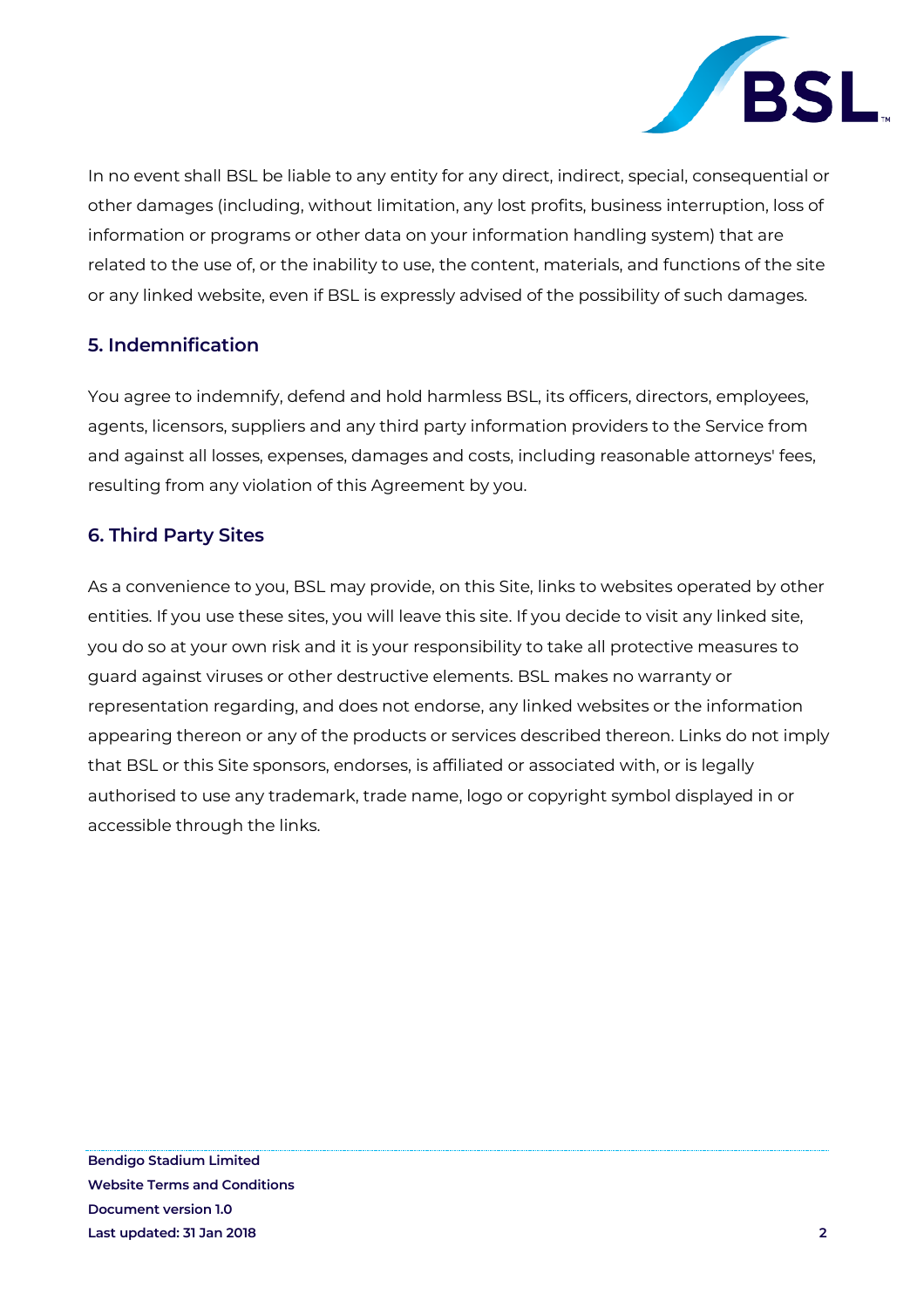In no event shall BSL be liable to any entity for any direct, indirect, special, consequential or other damages (including, without limitation, any lost profits, business interruption, loss of information or programs or other data on your information handling system) that are related to the use of, or the inability to use, the content, materials, and functions of the site or any linked website, even if BSL is expressly advised of the possibility of such damages.

## 5. Indemnification

You agree to indemnify, defend and hold harmless BSL, its officers, directors, employees, agents, licensors, suppliers and any third party information providers to the Service from and against all losses, expenses, damages and costs, including reasonable attorneys' fees, resulting from any violation of this Agreement by you.

## 6. Third Party Sites

As a convenience to you, BSL may provide, on this Site, links to websites operated by other entities. If you use these sites, you will leave this site. If you decide to visit any linked site, you do so at your own risk and it is your responsibility to take all protective measures to guard against viruses or other destructive elements. BSL makes no warranty or representation regarding, and does not endorse, any linked websites or the information appearing thereon or any of the products or services described thereon. Links do not imply that BSL or this Site sponsors, endorses, is affiliated or associated with, or is legally authorised to use any trademark, trade name, logo or copyright symbol displayed in or accessible through the links.